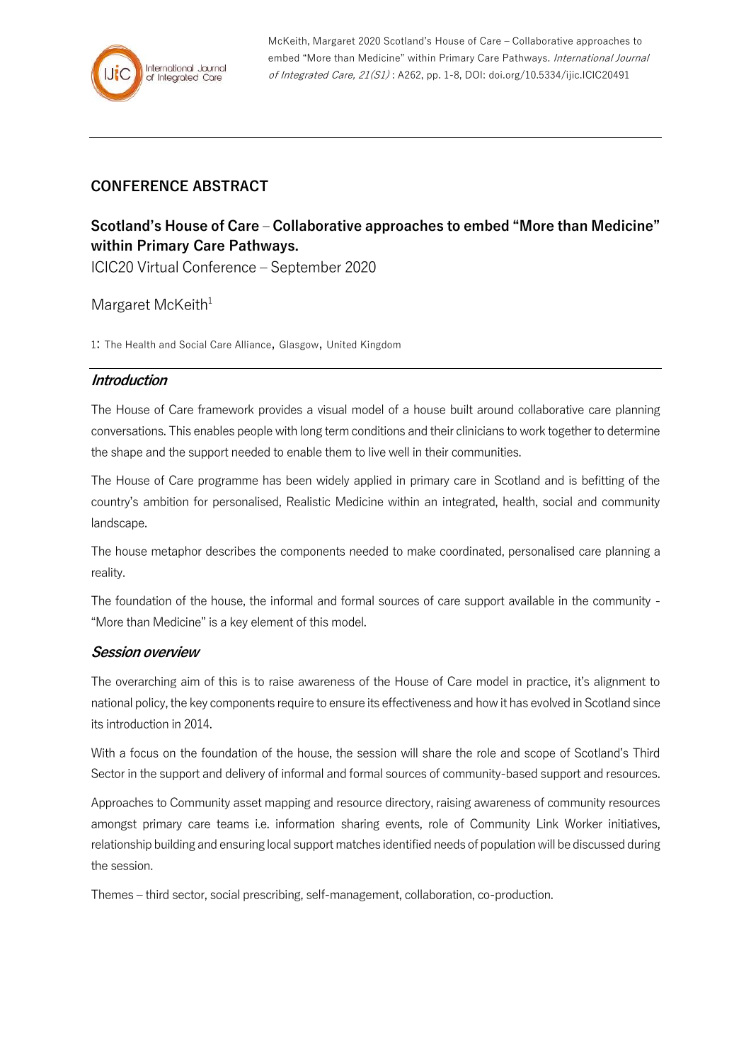McKeith, Margaret 2020 Scotland's House of Care – Collaborative approaches to embed "More than Medicine" within Primary Care Pathways. *International Journal of Integrated Care, 21(S1)* : A262, pp. 1-8, DOI: doi.org/10.5334/ijic.ICIC20491

## CONFERENCE ABSTRACT

# Scotland's House of Care – Collaborative approaches to embed "More than Medicine" within Primary Care Pathways.

ICIC20 Virtual Conference – September 2020

Margaret McKeith[1]

1: The Health and Social Care Alliance, Glasgow, United Kingdom

### *Introduction*

The House of Care framework provides a visual model of a house built around collaborative care planning conversations. This enables people with long term conditions and their clinicians to work together to determine the shape and the support needed to enable them to live well in their communities.

The House of Care programme has been widely applied in primary care in Scotland and is befitting of the country's ambition for personalised, Realistic Medicine within an integrated, health, social and community landscape.

The house metaphor describes the components needed to make coordinated, personalised care planning a reality.

The foundation of the house, the informal and formal sources of care support available in the community - "More than Medicine" is a key element of this model.

### *Session overview*

The overarching aim of this is to raise awareness of the House of Care model in practice, it's alignment to national policy, the key components require to ensure its effectiveness and how it has evolved in Scotland since its introduction in 2014.

With a focus on the foundation of the house, the session will share the role and scope of Scotland's Third Sector in the support and delivery of informal and formal sources of community-based support and resources.

Approaches to Community asset mapping and resource directory, raising awareness of community resources amongst primary care teams i.e. information sharing events, role of Community Link Worker initiatives, relationship building and ensuring local support matches identified needs of population will be discussed during the session.

Themes – third sector, social prescribing, self-management, collaboration, co-production.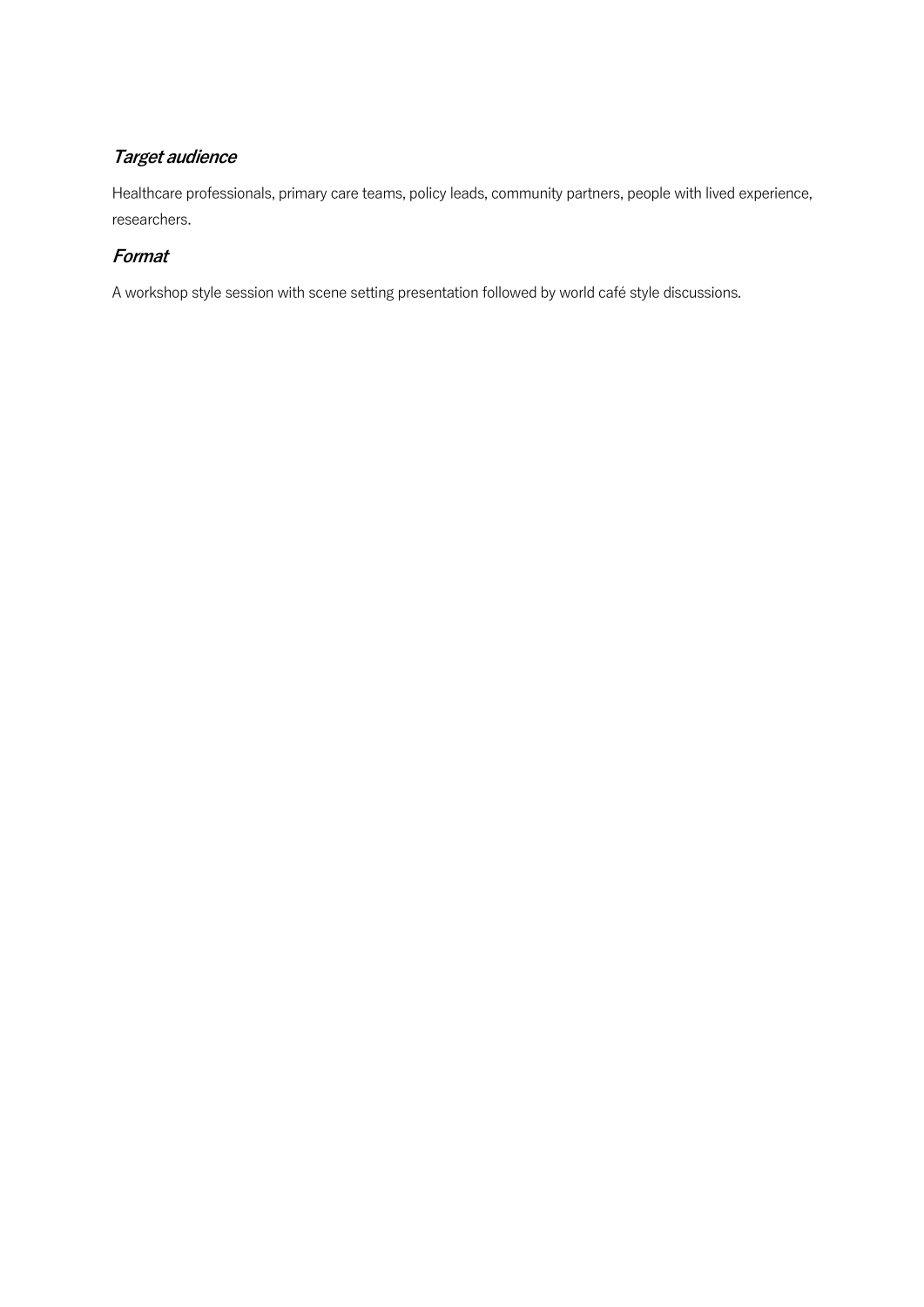### *Target audience*

Healthcare professionals, primary care teams, policy leads, community partners, people with lived experience, researchers.

### *Format*

A workshop style session with scene setting presentation followed by world café style discussions.